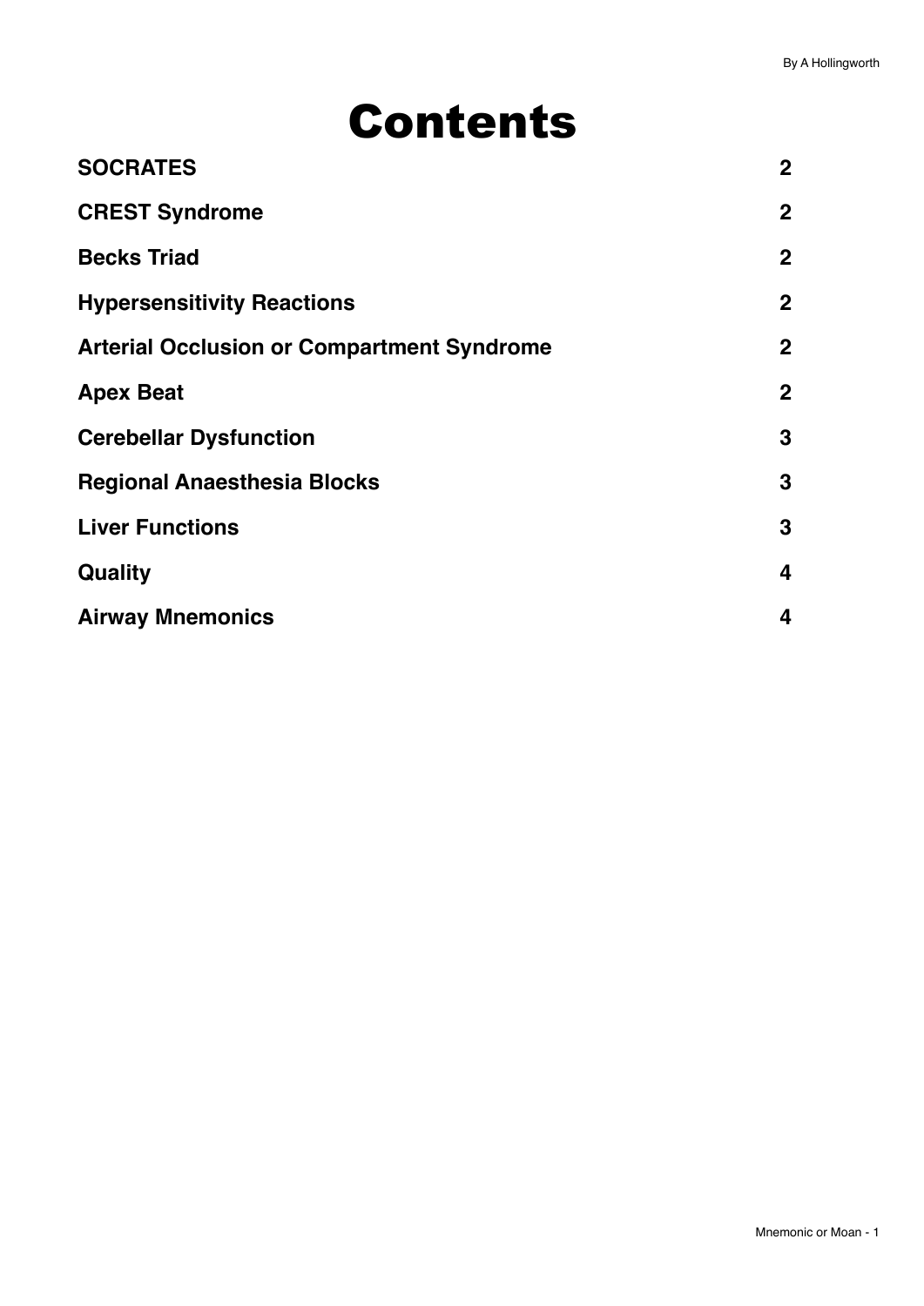# Contents

| | |
|---|---|
| **SOCRATES** | **2** |
| **CREST Syndrome** | **2** |
| **Becks Triad** | **2** |
| **Hypersensitivity Reactions** | **2** |
| **Arterial Occlusion or Compartment Syndrome** | **2** |
| **Apex Beat** | **2** |
| **Cerebellar Dysfunction** | **3** |
| **Regional Anaesthesia Blocks** | **3** |
| **Liver Functions** | **3** |
| **Quality** | **4** |
| **Airway Mnemonics** | **4** |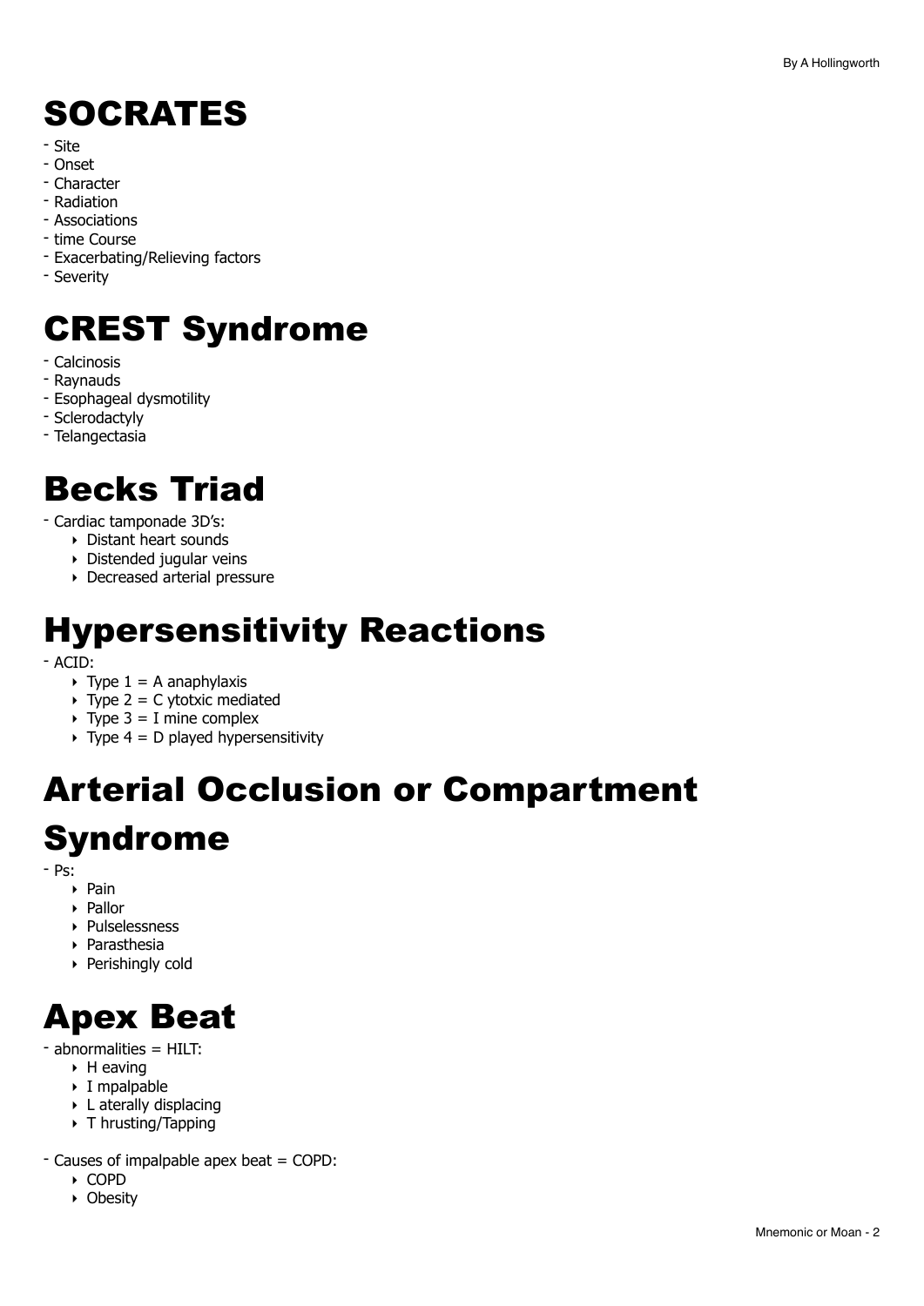# SOCRATES

- Site
- Onset
- Character
- Radiation
- Associations
- time Course
- Exacerbating/Relieving factors
- Severity

# CREST Syndrome

- Calcinosis
- Raynauds
- Esophageal dysmotility
- Sclerodactyly
- Telangectasia

# Becks Triad

- Cardiac tamponade 3D's:
  - Distant heart sounds
  - Distended jugular veins
  - Decreased arterial pressure

# Hypersensitivity Reactions

- ACID:
  - Type 1 = A anaphylaxis
  - Type 2 = C ytotxic mediated
  - Type 3 = I mine complex
  - Type 4 = D played hypersensitivity

# Arterial Occlusion or Compartment Syndrome

- Ps:
  - Pain
  - Pallor
  - Pulselessness
  - Parasthesia
  - Perishingly cold

# Apex Beat

- abnormalities = HILT:
  - H eaving
  - I mpalpable
  - L aterally displacing
  - T hrusting/Tapping

- Causes of impalpable apex beat = COPD:
  - COPD
  - Obesity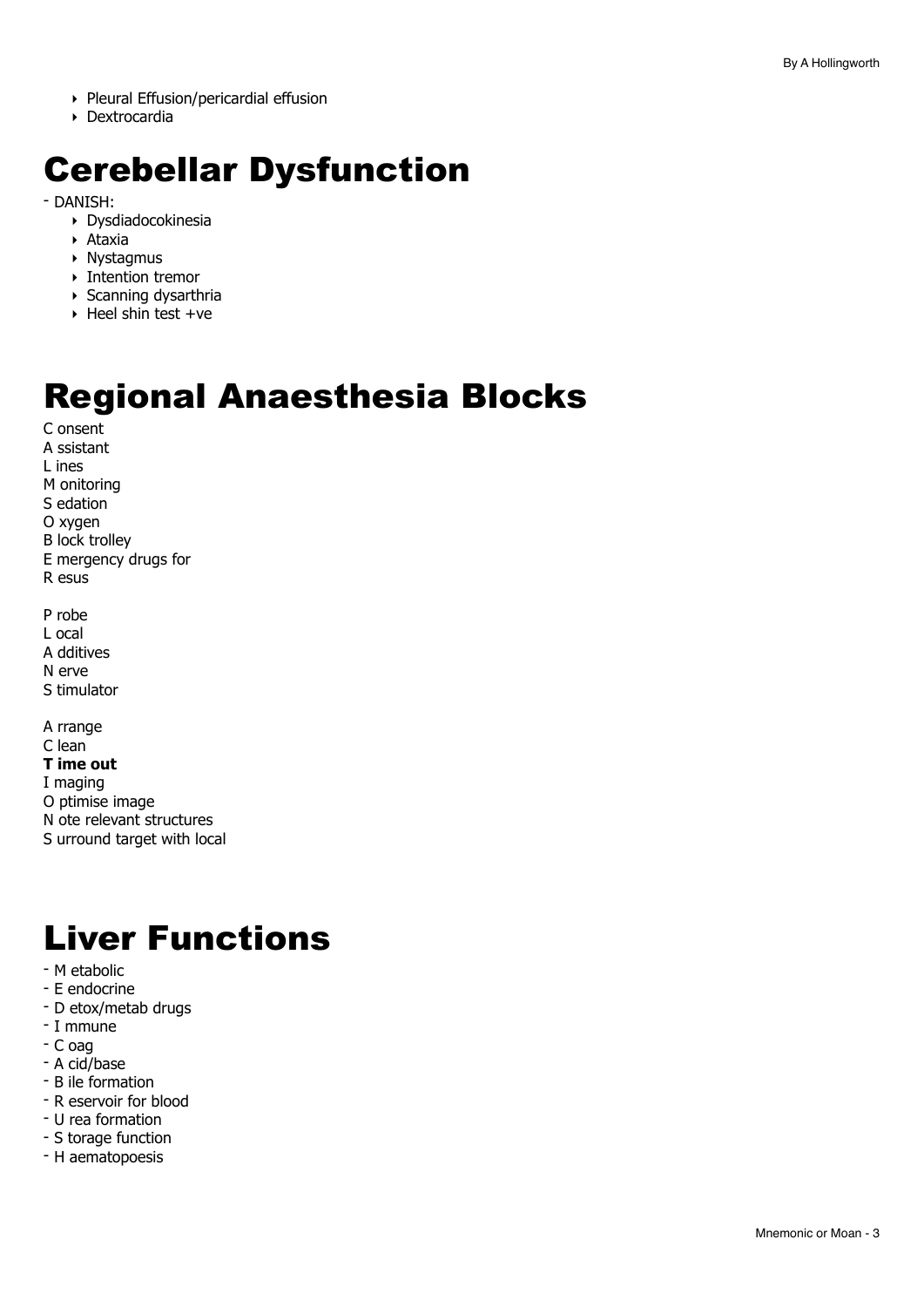- Pleural Effusion/pericardial effusion
- Dextrocardia

# Cerebellar Dysfunction

- DANISH:
  - Dysdiadocokinesia
  - Ataxia
  - Nystagmus
  - Intention tremor
  - Scanning dysarthria
  - Heel shin test +ve

# Regional Anaesthesia Blocks

C onsent
A ssistant
L ines
M onitoring
S edation
O xygen
B lock trolley
E mergency drugs for
R esus

P robe
L ocal
A dditives
N erve
S timulator

A rrange
C lean
**T ime out**
I maging
O ptimise image
N ote relevant structures
S urround target with local

# Liver Functions

- M etabolic
- E endocrine
- D etox/metab drugs
- I mmune
- C oag
- A cid/base
- B ile formation
- R eservoir for blood
- U rea formation
- S torage function
- H aematopoesis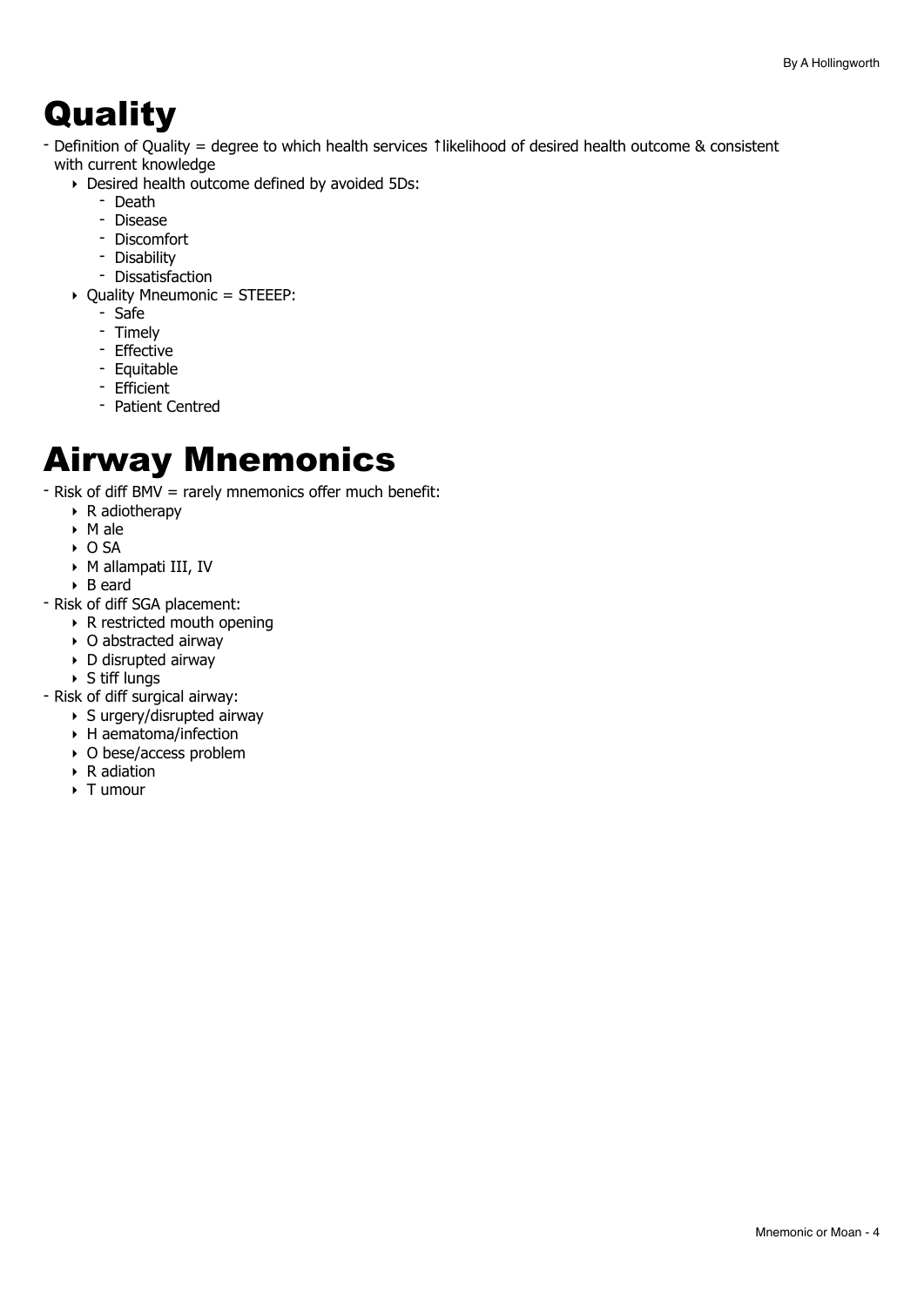# Quality

- Definition of Quality = degree to which health services ↑likelihood of desired health outcome & consistent with current knowledge
    - Desired health outcome defined by avoided 5Ds:
        - Death
        - Disease
        - Discomfort
        - Disability
        - Dissatisfaction
    - Quality Mneumonic = STEEEP:
        - Safe
        - Timely
        - Effective
        - Equitable
        - Efficient
        - Patient Centred

# Airway Mnemonics

- Risk of diff BMV = rarely mnemonics offer much benefit:
    - R adiotherapy
    - M ale
    - O SA
    - M allampati III, IV
    - B eard
- Risk of diff SGA placement:
    - R restricted mouth opening
    - O abstracted airway
    - D disrupted airway
    - S tiff lungs
- Risk of diff surgical airway:
    - S urgery/disrupted airway
    - H aematoma/infection
    - O bese/access problem
    - R adiation
    - T umour